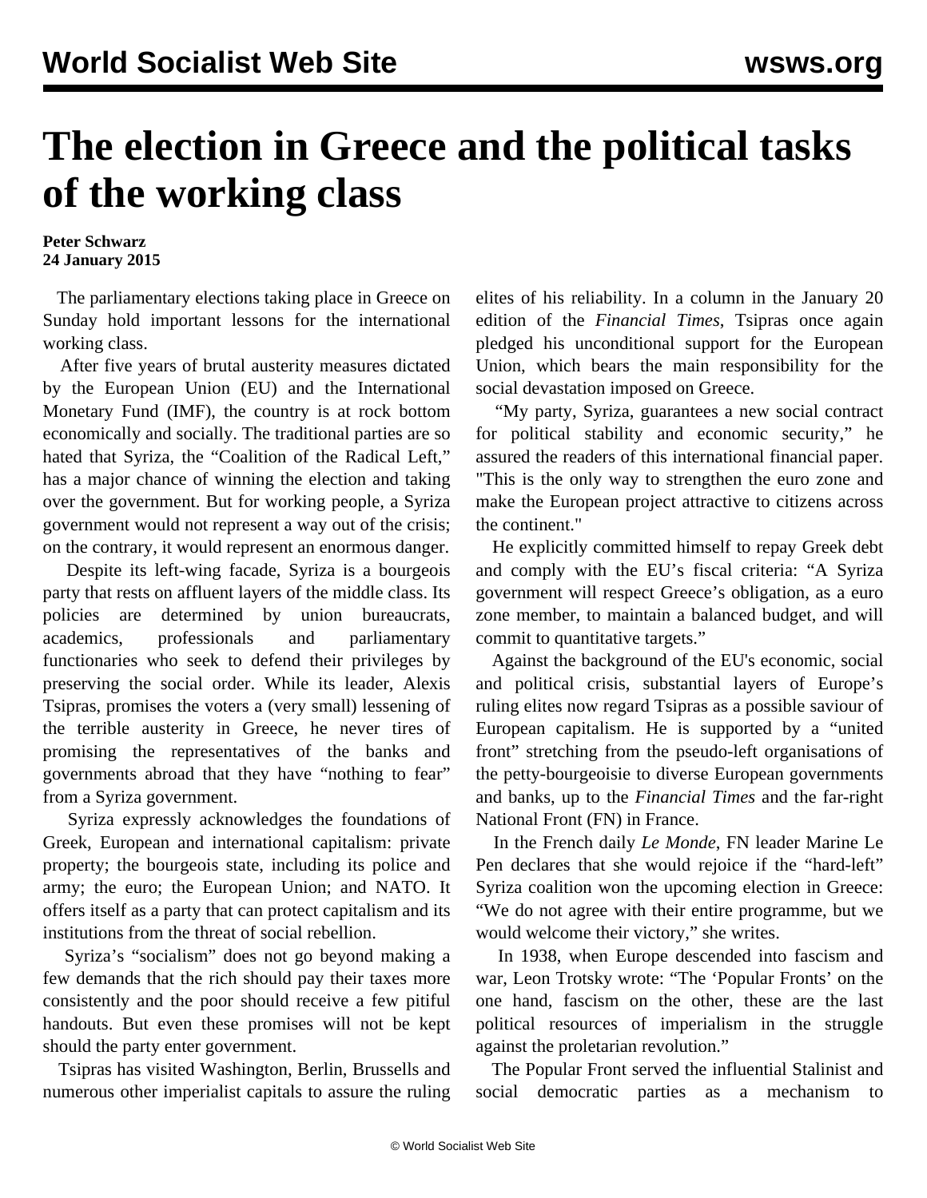# The election in Greece and the political tasks of the working class

**Peter Schwarz**
**24 January 2015**

The parliamentary elections taking place in Greece on Sunday hold important lessons for the international working class.

After five years of brutal austerity measures dictated by the European Union (EU) and the International Monetary Fund (IMF), the country is at rock bottom economically and socially. The traditional parties are so hated that Syriza, the "Coalition of the Radical Left," has a major chance of winning the election and taking over the government. But for working people, a Syriza government would not represent a way out of the crisis; on the contrary, it would represent an enormous danger.

Despite its left-wing facade, Syriza is a bourgeois party that rests on affluent layers of the middle class. Its policies are determined by union bureaucrats, academics, professionals and parliamentary functionaries who seek to defend their privileges by preserving the social order. While its leader, Alexis Tsipras, promises the voters a (very small) lessening of the terrible austerity in Greece, he never tires of promising the representatives of the banks and governments abroad that they have "nothing to fear" from a Syriza government.

Syriza expressly acknowledges the foundations of Greek, European and international capitalism: private property; the bourgeois state, including its police and army; the euro; the European Union; and NATO. It offers itself as a party that can protect capitalism and its institutions from the threat of social rebellion.

Syriza's "socialism" does not go beyond making a few demands that the rich should pay their taxes more consistently and the poor should receive a few pitiful handouts. But even these promises will not be kept should the party enter government.

Tsipras has visited Washington, Berlin, Brussells and numerous other imperialist capitals to assure the ruling elites of his reliability. In a column in the January 20 edition of the *Financial Times*, Tsipras once again pledged his unconditional support for the European Union, which bears the main responsibility for the social devastation imposed on Greece.

"My party, Syriza, guarantees a new social contract for political stability and economic security," he assured the readers of this international financial paper. "This is the only way to strengthen the euro zone and make the European project attractive to citizens across the continent."

He explicitly committed himself to repay Greek debt and comply with the EU's fiscal criteria: "A Syriza government will respect Greece's obligation, as a euro zone member, to maintain a balanced budget, and will commit to quantitative targets."

Against the background of the EU's economic, social and political crisis, substantial layers of Europe's ruling elites now regard Tsipras as a possible saviour of European capitalism. He is supported by a "united front" stretching from the pseudo-left organisations of the petty-bourgeoisie to diverse European governments and banks, up to the *Financial Times* and the far-right National Front (FN) in France.

In the French daily *Le Monde*, FN leader Marine Le Pen declares that she would rejoice if the "hard-left" Syriza coalition won the upcoming election in Greece: "We do not agree with their entire programme, but we would welcome their victory," she writes.

In 1938, when Europe descended into fascism and war, Leon Trotsky wrote: "The 'Popular Fronts' on the one hand, fascism on the other, these are the last political resources of imperialism in the struggle against the proletarian revolution."

The Popular Front served the influential Stalinist and social democratic parties as a mechanism to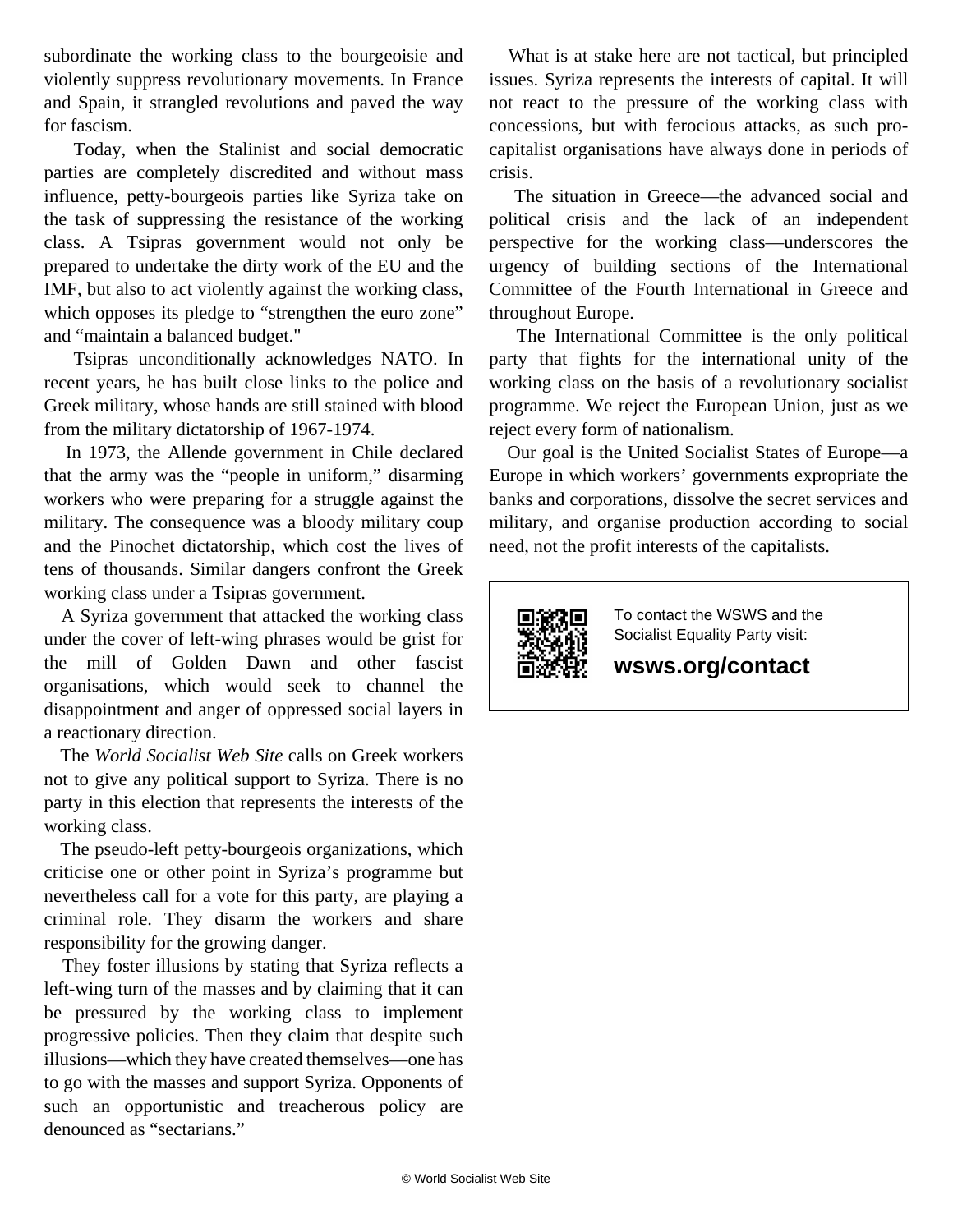subordinate the working class to the bourgeoisie and violently suppress revolutionary movements. In France and Spain, it strangled revolutions and paved the way for fascism.

Today, when the Stalinist and social democratic parties are completely discredited and without mass influence, petty-bourgeois parties like Syriza take on the task of suppressing the resistance of the working class. A Tsipras government would not only be prepared to undertake the dirty work of the EU and the IMF, but also to act violently against the working class, which opposes its pledge to "strengthen the euro zone" and "maintain a balanced budget."

Tsipras unconditionally acknowledges NATO. In recent years, he has built close links to the police and Greek military, whose hands are still stained with blood from the military dictatorship of 1967-1974.

In 1973, the Allende government in Chile declared that the army was the "people in uniform," disarming workers who were preparing for a struggle against the military. The consequence was a bloody military coup and the Pinochet dictatorship, which cost the lives of tens of thousands. Similar dangers confront the Greek working class under a Tsipras government.

A Syriza government that attacked the working class under the cover of left-wing phrases would be grist for the mill of Golden Dawn and other fascist organisations, which would seek to channel the disappointment and anger of oppressed social layers in a reactionary direction.

The *World Socialist Web Site* calls on Greek workers not to give any political support to Syriza. There is no party in this election that represents the interests of the working class.

The pseudo-left petty-bourgeois organizations, which criticise one or other point in Syriza's programme but nevertheless call for a vote for this party, are playing a criminal role. They disarm the workers and share responsibility for the growing danger.

They foster illusions by stating that Syriza reflects a left-wing turn of the masses and by claiming that it can be pressured by the working class to implement progressive policies. Then they claim that despite such illusions—which they have created themselves—one has to go with the masses and support Syriza. Opponents of such an opportunistic and treacherous policy are denounced as "sectarians."

What is at stake here are not tactical, but principled issues. Syriza represents the interests of capital. It will not react to the pressure of the working class with concessions, but with ferocious attacks, as such pro-capitalist organisations have always done in periods of crisis.

The situation in Greece—the advanced social and political crisis and the lack of an independent perspective for the working class—underscores the urgency of building sections of the International Committee of the Fourth International in Greece and throughout Europe.

The International Committee is the only political party that fights for the international unity of the working class on the basis of a revolutionary socialist programme. We reject the European Union, just as we reject every form of nationalism.

Our goal is the United Socialist States of Europe—a Europe in which workers' governments expropriate the banks and corporations, dissolve the secret services and military, and organise production according to social need, not the profit interests of the capitalists.

To contact the WSWS and the Socialist Equality Party visit:

**wsws.org/contact**